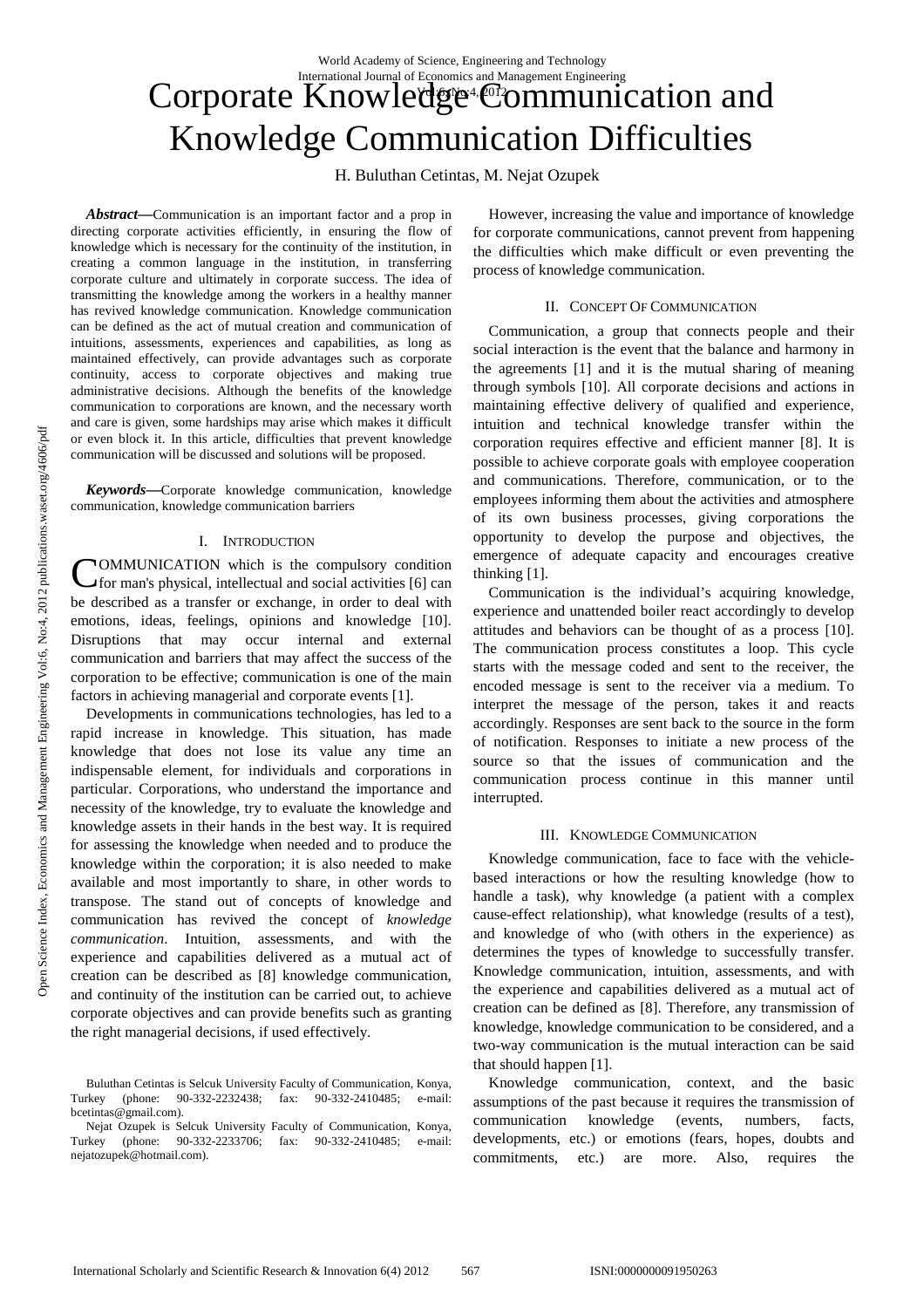# Corporate Knowledge Communication and Knowledge Communication Difficulties

H. Buluthan Cetintas, M. Nejat Ozupek

***Abstract*—**Communication is an important factor and a prop in directing corporate activities efficiently, in ensuring the flow of knowledge which is necessary for the continuity of the institution, in creating a common language in the institution, in transferring corporate culture and ultimately in corporate success. The idea of transmitting the knowledge among the workers in a healthy manner has revived knowledge communication. Knowledge communication can be defined as the act of mutual creation and communication of intuitions, assessments, experiences and capabilities, as long as maintained effectively, can provide advantages such as corporate continuity, access to corporate objectives and making true administrative decisions. Although the benefits of the knowledge communication to corporations are known, and the necessary worth and care is given, some hardships may arise which makes it difficult or even block it. In this article, difficulties that prevent knowledge communication will be discussed and solutions will be proposed.

***Keywords*—**Corporate knowledge communication, knowledge communication, knowledge communication barriers

## I. Introduction

COMMUNICATION which is the compulsory condition for man's physical, intellectual and social activities [6] can be described as a transfer or exchange, in order to deal with emotions, ideas, feelings, opinions and knowledge [10]. Disruptions that may occur internal and external communication and barriers that may affect the success of the corporation to be effective; communication is one of the main factors in achieving managerial and corporate events [1].

Developments in communications technologies, has led to a rapid increase in knowledge. This situation, has made knowledge that does not lose its value any time an indispensable element, for individuals and corporations in particular. Corporations, who understand the importance and necessity of the knowledge, try to evaluate the knowledge and knowledge assets in their hands in the best way. It is required for assessing the knowledge when needed and to produce the knowledge within the corporation; it is also needed to make available and most importantly to share, in other words to transpose. The stand out of concepts of knowledge and communication has revived the concept of *knowledge communication*. Intuition, assessments, and with the experience and capabilities delivered as a mutual act of creation can be described as [8] knowledge communication, and continuity of the institution can be carried out, to achieve corporate objectives and can provide benefits such as granting the right managerial decisions, if used effectively.

Buluthan Cetintas is Selcuk University Faculty of Communication, Konya, Turkey (phone: 90-332-2232438; fax: 90-332-2410485; e-mail: bcetintas@gmail.com).

Nejat Ozupek is Selcuk University Faculty of Communication, Konya, Turkey (phone: 90-332-2233706; fax: 90-332-2410485; e-mail: nejatozupek@hotmail.com).

However, increasing the value and importance of knowledge for corporate communications, cannot prevent from happening the difficulties which make difficult or even preventing the process of knowledge communication.

## II. Concept Of Communication

Communication, a group that connects people and their social interaction is the event that the balance and harmony in the agreements [1] and it is the mutual sharing of meaning through symbols [10]. All corporate decisions and actions in maintaining effective delivery of qualified and experience, intuition and technical knowledge transfer within the corporation requires effective and efficient manner [8]. It is possible to achieve corporate goals with employee cooperation and communications. Therefore, communication, or to the employees informing them about the activities and atmosphere of its own business processes, giving corporations the opportunity to develop the purpose and objectives, the emergence of adequate capacity and encourages creative thinking [1].

Communication is the individual's acquiring knowledge, experience and unattended boiler react accordingly to develop attitudes and behaviors can be thought of as a process [10]. The communication process constitutes a loop. This cycle starts with the message coded and sent to the receiver, the encoded message is sent to the receiver via a medium. To interpret the message of the person, takes it and reacts accordingly. Responses are sent back to the source in the form of notification. Responses to initiate a new process of the source so that the issues of communication and the communication process continue in this manner until interrupted.

## III. Knowledge Communication

Knowledge communication, face to face with the vehicle-based interactions or how the resulting knowledge (how to handle a task), why knowledge (a patient with a complex cause-effect relationship), what knowledge (results of a test), and knowledge of who (with others in the experience) as determines the types of knowledge to successfully transfer. Knowledge communication, intuition, assessments, and with the experience and capabilities delivered as a mutual act of creation can be defined as [8]. Therefore, any transmission of knowledge, knowledge communication to be considered, and a two-way communication is the mutual interaction can be said that should happen [1].

Knowledge communication, context, and the basic assumptions of the past because it requires the transmission of communication knowledge (events, numbers, facts, developments, etc.) or emotions (fears, hopes, doubts and commitments, etc.) are more. Also, requires the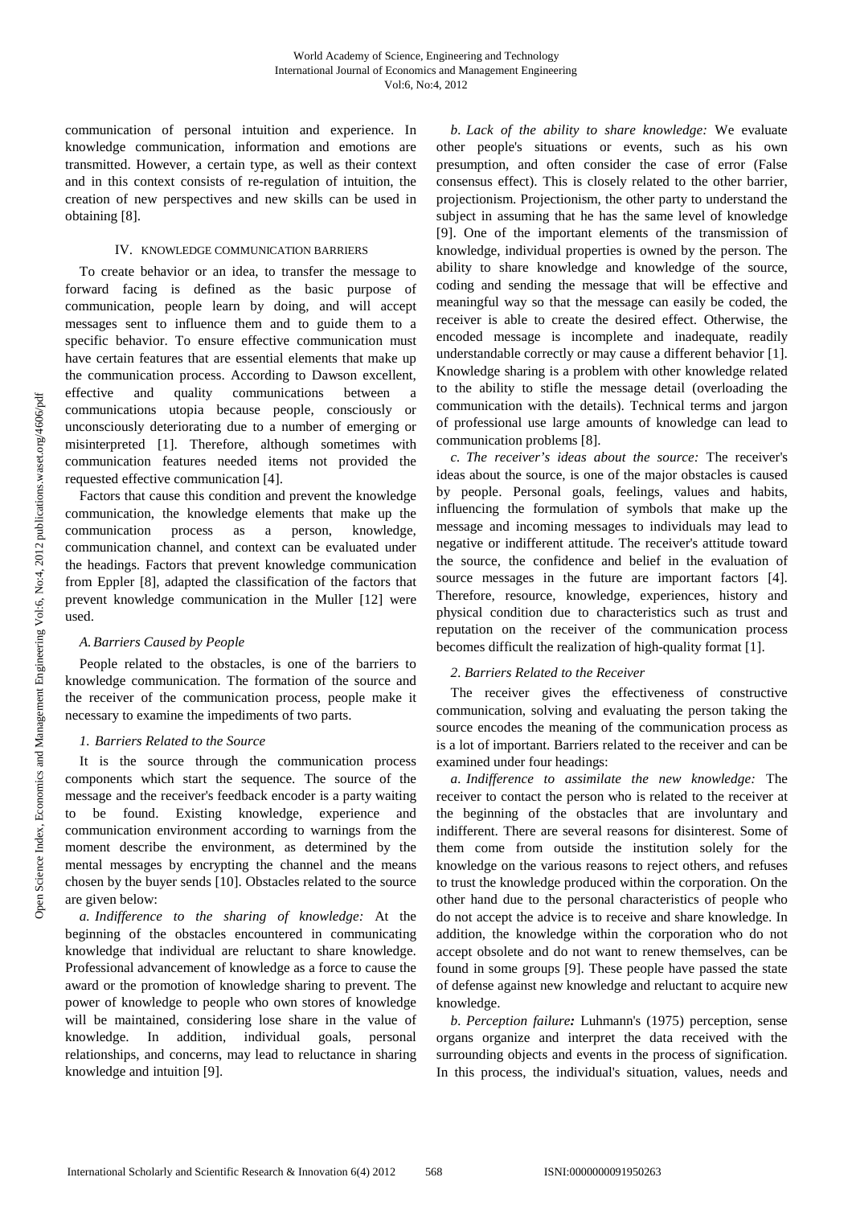communication of personal intuition and experience. In knowledge communication, information and emotions are transmitted. However, a certain type, as well as their context and in this context consists of re-regulation of intuition, the creation of new perspectives and new skills can be used in obtaining [8].

## IV. Knowledge Communication Barriers

To create behavior or an idea, to transfer the message to forward facing is defined as the basic purpose of communication, people learn by doing, and will accept messages sent to influence them and to guide them to a specific behavior. To ensure effective communication must have certain features that are essential elements that make up the communication process. According to Dawson excellent, effective and quality communications between a communications utopia because people, consciously or unconsciously deteriorating due to a number of emerging or misinterpreted [1]. Therefore, although sometimes with communication features needed items not provided the requested effective communication [4].

Factors that cause this condition and prevent the knowledge communication, the knowledge elements that make up the communication process as a person, knowledge, communication channel, and context can be evaluated under the headings. Factors that prevent knowledge communication from Eppler [8], adapted the classification of the factors that prevent knowledge communication in the Muller [12] were used.

### *A. Barriers Caused by People*

People related to the obstacles, is one of the barriers to knowledge communication. The formation of the source and the receiver of the communication process, people make it necessary to examine the impediments of two parts.

#### *1. Barriers Related to the Source*

It is the source through the communication process components which start the sequence. The source of the message and the receiver's feedback encoder is a party waiting to be found. Existing knowledge, experience and communication environment according to warnings from the moment describe the environment, as determined by the mental messages by encrypting the channel and the means chosen by the buyer sends [10]. Obstacles related to the source are given below:

*a. Indifference to the sharing of knowledge:* At the beginning of the obstacles encountered in communicating knowledge that individual are reluctant to share knowledge. Professional advancement of knowledge as a force to cause the award or the promotion of knowledge sharing to prevent. The power of knowledge to people who own stores of knowledge will be maintained, considering lose share in the value of knowledge. In addition, individual goals, personal relationships, and concerns, may lead to reluctance in sharing knowledge and intuition [9].

*b. Lack of the ability to share knowledge:* We evaluate other people's situations or events, such as his own presumption, and often consider the case of error (False consensus effect). This is closely related to the other barrier, projectionism. Projectionism, the other party to understand the subject in assuming that he has the same level of knowledge [9]. One of the important elements of the transmission of knowledge, individual properties is owned by the person. The ability to share knowledge and knowledge of the source, coding and sending the message that will be effective and meaningful way so that the message can easily be coded, the receiver is able to create the desired effect. Otherwise, the encoded message is incomplete and inadequate, readily understandable correctly or may cause a different behavior [1]. Knowledge sharing is a problem with other knowledge related to the ability to stifle the message detail (overloading the communication with the details). Technical terms and jargon of professional use large amounts of knowledge can lead to communication problems [8].

*c. The receiver's ideas about the source:* The receiver's ideas about the source, is one of the major obstacles is caused by people. Personal goals, feelings, values and habits, influencing the formulation of symbols that make up the message and incoming messages to individuals may lead to negative or indifferent attitude. The receiver's attitude toward the source, the confidence and belief in the evaluation of source messages in the future are important factors [4]. Therefore, resource, knowledge, experiences, history and physical condition due to characteristics such as trust and reputation on the receiver of the communication process becomes difficult the realization of high-quality format [1].

#### *2. Barriers Related to the Receiver*

The receiver gives the effectiveness of constructive communication, solving and evaluating the person taking the source encodes the meaning of the communication process as is a lot of important. Barriers related to the receiver and can be examined under four headings:

*a. Indifference to assimilate the new knowledge:* The receiver to contact the person who is related to the receiver at the beginning of the obstacles that are involuntary and indifferent. There are several reasons for disinterest. Some of them come from outside the institution solely for the knowledge on the various reasons to reject others, and refuses to trust the knowledge produced within the corporation. On the other hand due to the personal characteristics of people who do not accept the advice is to receive and share knowledge. In addition, the knowledge within the corporation who do not accept obsolete and do not want to renew themselves, can be found in some groups [9]. These people have passed the state of defense against new knowledge and reluctant to acquire new knowledge.

*b. Perception failure**:*** Luhmann's (1975) perception, sense organs organize and interpret the data received with the surrounding objects and events in the process of signification. In this process, the individual's situation, values, needs and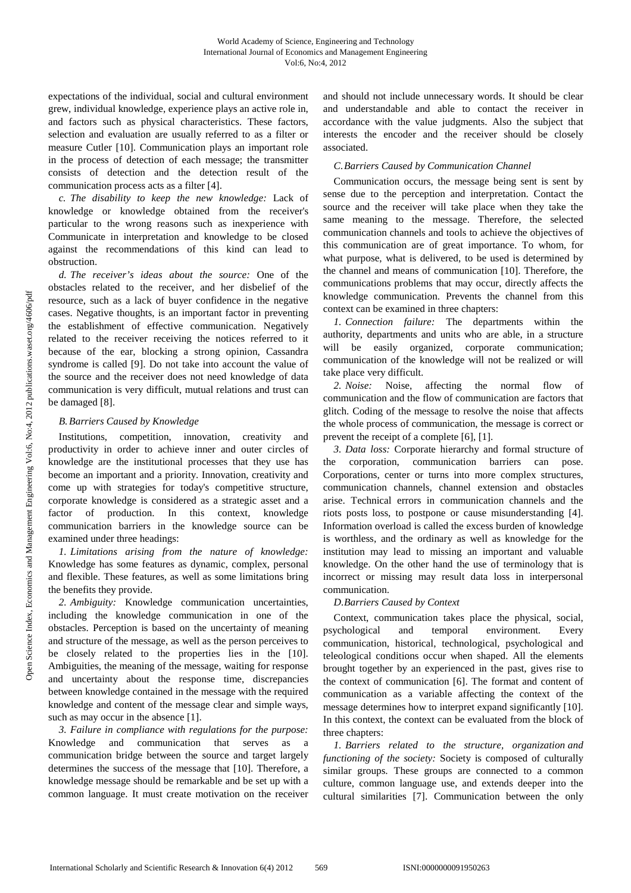expectations of the individual, social and cultural environment grew, individual knowledge, experience plays an active role in, and factors such as physical characteristics. These factors, selection and evaluation are usually referred to as a filter or measure Cutler [10]. Communication plays an important role in the process of detection of each message; the transmitter consists of detection and the detection result of the communication process acts as a filter [4].

*c. The disability to keep the new knowledge:* Lack of knowledge or knowledge obtained from the receiver's particular to the wrong reasons such as inexperience with Communicate in interpretation and knowledge to be closed against the recommendations of this kind can lead to obstruction.

*d. The receiver's ideas about the source:* One of the obstacles related to the receiver, and her disbelief of the resource, such as a lack of buyer confidence in the negative cases. Negative thoughts, is an important factor in preventing the establishment of effective communication. Negatively related to the receiver receiving the notices referred to it because of the ear, blocking a strong opinion, Cassandra syndrome is called [9]. Do not take into account the value of the source and the receiver does not need knowledge of data communication is very difficult, mutual relations and trust can be damaged [8].

### *B. Barriers Caused by Knowledge*

Institutions, competition, innovation, creativity and productivity in order to achieve inner and outer circles of knowledge are the institutional processes that they use has become an important and a priority. Innovation, creativity and come up with strategies for today's competitive structure, corporate knowledge is considered as a strategic asset and a factor of production. In this context, knowledge communication barriers in the knowledge source can be examined under three headings:

*1. Limitations arising from the nature of knowledge:* Knowledge has some features as dynamic, complex, personal and flexible. These features, as well as some limitations bring the benefits they provide.

*2. Ambiguity:* Knowledge communication uncertainties, including the knowledge communication in one of the obstacles. Perception is based on the uncertainty of meaning and structure of the message, as well as the person perceives to be closely related to the properties lies in the [10]. Ambiguities, the meaning of the message, waiting for response and uncertainty about the response time, discrepancies between knowledge contained in the message with the required knowledge and content of the message clear and simple ways, such as may occur in the absence [1].

*3. Failure in compliance with regulations for the purpose:* Knowledge and communication that serves as a communication bridge between the source and target largely determines the success of the message that [10]. Therefore, a knowledge message should be remarkable and be set up with a common language. It must create motivation on the receiver and should not include unnecessary words. It should be clear and understandable and able to contact the receiver in accordance with the value judgments. Also the subject that interests the encoder and the receiver should be closely associated.

### *C. Barriers Caused by Communication Channel*

Communication occurs, the message being sent is sent by sense due to the perception and interpretation. Contact the source and the receiver will take place when they take the same meaning to the message. Therefore, the selected communication channels and tools to achieve the objectives of this communication are of great importance. To whom, for what purpose, what is delivered, to be used is determined by the channel and means of communication [10]. Therefore, the communications problems that may occur, directly affects the knowledge communication. Prevents the channel from this context can be examined in three chapters:

*1. Connection failure:* The departments within the authority, departments and units who are able, in a structure will be easily organized, corporate communication; communication of the knowledge will not be realized or will take place very difficult.

*2. Noise:* Noise, affecting the normal flow of communication and the flow of communication are factors that glitch. Coding of the message to resolve the noise that affects the whole process of communication, the message is correct or prevent the receipt of a complete [6], [1].

*3. Data loss:* Corporate hierarchy and formal structure of the corporation, communication barriers can pose. Corporations, center or turns into more complex structures, communication channels, channel extension and obstacles arise. Technical errors in communication channels and the riots posts loss, to postpone or cause misunderstanding [4]. Information overload is called the excess burden of knowledge is worthless, and the ordinary as well as knowledge for the institution may lead to missing an important and valuable knowledge. On the other hand the use of terminology that is incorrect or missing may result data loss in interpersonal communication.

### *D. Barriers Caused by Context*

Context, communication takes place the physical, social, psychological and temporal environment. Every communication, historical, technological, psychological and teleological conditions occur when shaped. All the elements brought together by an experienced in the past, gives rise to the context of communication [6]. The format and content of communication as a variable affecting the context of the message determines how to interpret expand significantly [10]. In this context, the context can be evaluated from the block of three chapters:

*1. Barriers related to the structure, organization and functioning of the society:* Society is composed of culturally similar groups. These groups are connected to a common culture, common language use, and extends deeper into the cultural similarities [7]. Communication between the only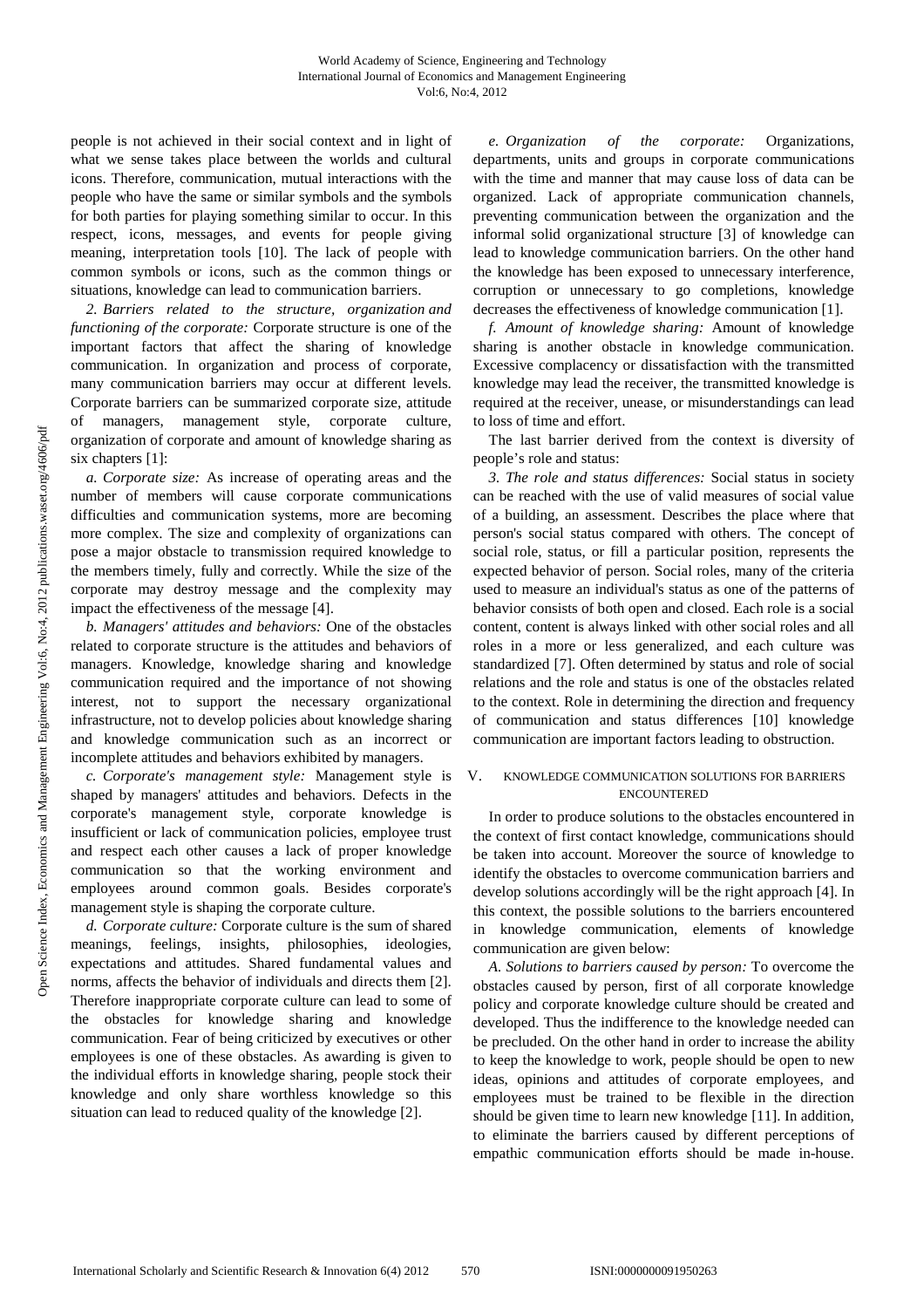people is not achieved in their social context and in light of what we sense takes place between the worlds and cultural icons. Therefore, communication, mutual interactions with the people who have the same or similar symbols and the symbols for both parties for playing something similar to occur. In this respect, icons, messages, and events for people giving meaning, interpretation tools [10]. The lack of people with common symbols or icons, such as the common things or situations, knowledge can lead to communication barriers.

*2. Barriers related to the structure, organization and functioning of the corporate:* Corporate structure is one of the important factors that affect the sharing of knowledge communication. In organization and process of corporate, many communication barriers may occur at different levels. Corporate barriers can be summarized corporate size, attitude of managers, management style, corporate culture, organization of corporate and amount of knowledge sharing as six chapters [1]:

*a. Corporate size:* As increase of operating areas and the number of members will cause corporate communications difficulties and communication systems, more are becoming more complex. The size and complexity of organizations can pose a major obstacle to transmission required knowledge to the members timely, fully and correctly. While the size of the corporate may destroy message and the complexity may impact the effectiveness of the message [4].

*b. Managers' attitudes and behaviors:* One of the obstacles related to corporate structure is the attitudes and behaviors of managers. Knowledge, knowledge sharing and knowledge communication required and the importance of not showing interest, not to support the necessary organizational infrastructure, not to develop policies about knowledge sharing and knowledge communication such as an incorrect or incomplete attitudes and behaviors exhibited by managers.

*c. Corporate's management style:* Management style is shaped by managers' attitudes and behaviors. Defects in the corporate's management style, corporate knowledge is insufficient or lack of communication policies, employee trust and respect each other causes a lack of proper knowledge communication so that the working environment and employees around common goals. Besides corporate's management style is shaping the corporate culture.

*d. Corporate culture:* Corporate culture is the sum of shared meanings, feelings, insights, philosophies, ideologies, expectations and attitudes. Shared fundamental values and norms, affects the behavior of individuals and directs them [2]. Therefore inappropriate corporate culture can lead to some of the obstacles for knowledge sharing and knowledge communication. Fear of being criticized by executives or other employees is one of these obstacles. As awarding is given to the individual efforts in knowledge sharing, people stock their knowledge and only share worthless knowledge so this situation can lead to reduced quality of the knowledge [2].

*e. Organization of the corporate:* Organizations, departments, units and groups in corporate communications with the time and manner that may cause loss of data can be organized. Lack of appropriate communication channels, preventing communication between the organization and the informal solid organizational structure [3] of knowledge can lead to knowledge communication barriers. On the other hand the knowledge has been exposed to unnecessary interference, corruption or unnecessary to go completions, knowledge decreases the effectiveness of knowledge communication [1].

*f. Amount of knowledge sharing:* Amount of knowledge sharing is another obstacle in knowledge communication. Excessive complacency or dissatisfaction with the transmitted knowledge may lead the receiver, the transmitted knowledge is required at the receiver, unease, or misunderstandings can lead to loss of time and effort.

The last barrier derived from the context is diversity of people's role and status:

*3. The role and status differences:* Social status in society can be reached with the use of valid measures of social value of a building, an assessment. Describes the place where that person's social status compared with others. The concept of social role, status, or fill a particular position, represents the expected behavior of person. Social roles, many of the criteria used to measure an individual's status as one of the patterns of behavior consists of both open and closed. Each role is a social content, content is always linked with other social roles and all roles in a more or less generalized, and each culture was standardized [7]. Often determined by status and role of social relations and the role and status is one of the obstacles related to the context. Role in determining the direction and frequency of communication and status differences [10] knowledge communication are important factors leading to obstruction.

## V. Knowledge Communication Solutions for Barriers Encountered

In order to produce solutions to the obstacles encountered in the context of first contact knowledge, communications should be taken into account. Moreover the source of knowledge to identify the obstacles to overcome communication barriers and develop solutions accordingly will be the right approach [4]. In this context, the possible solutions to the barriers encountered in knowledge communication, elements of knowledge communication are given below:

*A. Solutions to barriers caused by person:* To overcome the obstacles caused by person, first of all corporate knowledge policy and corporate knowledge culture should be created and developed. Thus the indifference to the knowledge needed can be precluded. On the other hand in order to increase the ability to keep the knowledge to work, people should be open to new ideas, opinions and attitudes of corporate employees, and employees must be trained to be flexible in the direction should be given time to learn new knowledge [11]. In addition, to eliminate the barriers caused by different perceptions of empathic communication efforts should be made in-house.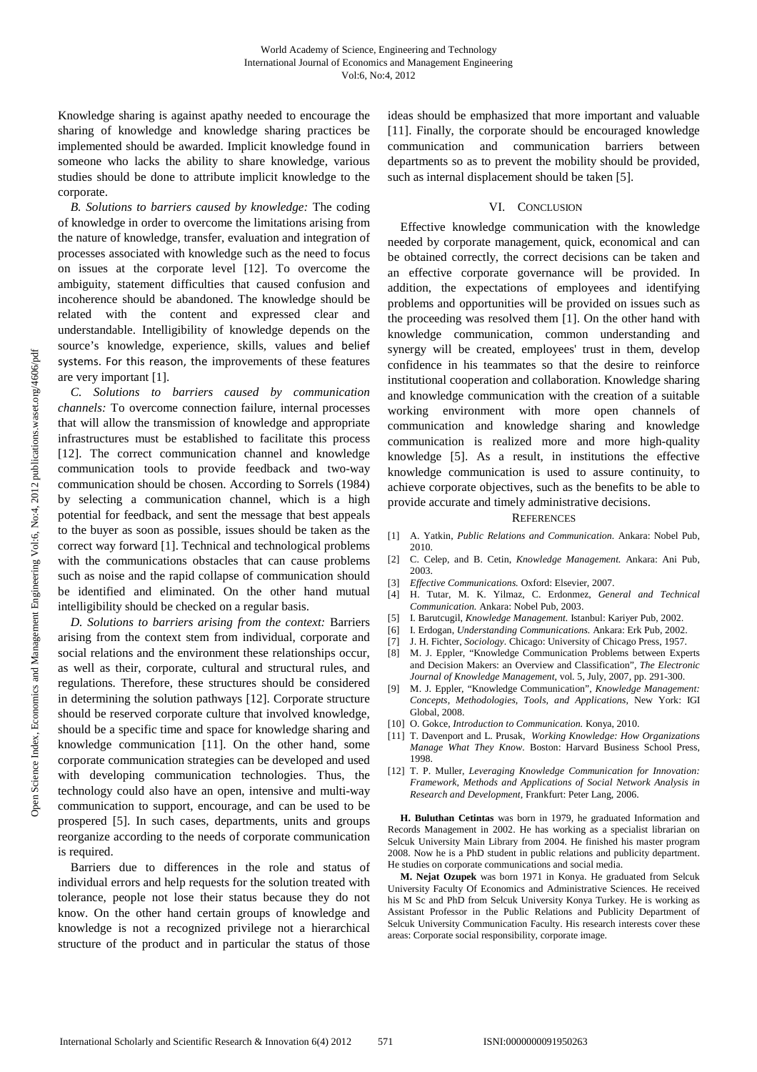Knowledge sharing is against apathy needed to encourage the sharing of knowledge and knowledge sharing practices be implemented should be awarded. Implicit knowledge found in someone who lacks the ability to share knowledge, various studies should be done to attribute implicit knowledge to the corporate.

*B. Solutions to barriers caused by knowledge:* The coding of knowledge in order to overcome the limitations arising from the nature of knowledge, transfer, evaluation and integration of processes associated with knowledge such as the need to focus on issues at the corporate level [12]. To overcome the ambiguity, statement difficulties that caused confusion and incoherence should be abandoned. The knowledge should be related with the content and expressed clear and understandable. Intelligibility of knowledge depends on the source's knowledge, experience, skills, values and belief systems. For this reason, the improvements of these features are very important [1].

*C. Solutions to barriers caused by communication channels:* To overcome connection failure, internal processes that will allow the transmission of knowledge and appropriate infrastructures must be established to facilitate this process [12]. The correct communication channel and knowledge communication tools to provide feedback and two-way communication should be chosen. According to Sorrels (1984) by selecting a communication channel, which is a high potential for feedback, and sent the message that best appeals to the buyer as soon as possible, issues should be taken as the correct way forward [1]. Technical and technological problems with the communications obstacles that can cause problems such as noise and the rapid collapse of communication should be identified and eliminated. On the other hand mutual intelligibility should be checked on a regular basis.

*D. Solutions to barriers arising from the context:* Barriers arising from the context stem from individual, corporate and social relations and the environment these relationships occur, as well as their, corporate, cultural and structural rules, and regulations. Therefore, these structures should be considered in determining the solution pathways [12]. Corporate structure should be reserved corporate culture that involved knowledge, should be a specific time and space for knowledge sharing and knowledge communication [11]. On the other hand, some corporate communication strategies can be developed and used with developing communication technologies. Thus, the technology could also have an open, intensive and multi-way communication to support, encourage, and can be used to be prospered [5]. In such cases, departments, units and groups reorganize according to the needs of corporate communication is required.

Barriers due to differences in the role and status of individual errors and help requests for the solution treated with tolerance, people not lose their status because they do not know. On the other hand certain groups of knowledge and knowledge is not a recognized privilege not a hierarchical structure of the product and in particular the status of those ideas should be emphasized that more important and valuable [11]. Finally, the corporate should be encouraged knowledge communication and communication barriers between departments so as to prevent the mobility should be provided, such as internal displacement should be taken [5].

## VI. Conclusion

Effective knowledge communication with the knowledge needed by corporate management, quick, economical and can be obtained correctly, the correct decisions can be taken and an effective corporate governance will be provided. In addition, the expectations of employees and identifying problems and opportunities will be provided on issues such as the proceeding was resolved them [1]. On the other hand with knowledge communication, common understanding and synergy will be created, employees' trust in them, develop confidence in his teammates so that the desire to reinforce institutional cooperation and collaboration. Knowledge sharing and knowledge communication with the creation of a suitable working environment with more open channels of communication and knowledge sharing and knowledge communication is realized more and more high-quality knowledge [5]. As a result, in institutions the effective knowledge communication is used to assure continuity, to achieve corporate objectives, such as the benefits to be able to provide accurate and timely administrative decisions.

## References

[1] A. Yatkin, *Public Relations and Communication.* Ankara: Nobel Pub, 2010.

[2] C. Celep, and B. Cetin, *Knowledge Management.* Ankara: Ani Pub, 2003.

[3] *Effective Communications.* Oxford: Elsevier, 2007.

[4] H. Tutar, M. K. Yilmaz, C. Erdonmez, *General and Technical Communication.* Ankara: Nobel Pub, 2003.

[5] I. Barutcugil, *Knowledge Management.* Istanbul: Kariyer Pub, 2002.

[6] I. Erdogan, *Understanding Communications.* Ankara: Erk Pub, 2002.

[7] J. H. Fichter, *Sociology.* Chicago: University of Chicago Press, 1957.

[8] M. J. Eppler, "Knowledge Communication Problems between Experts and Decision Makers: an Overview and Classification", *The Electronic Journal of Knowledge Management,* vol. 5, July, 2007, pp. 291-300.

[9] M. J. Eppler, "Knowledge Communication", *Knowledge Management: Concepts, Methodologies, Tools, and Applications,* New York: IGI Global, 2008.

[10] O. Gokce, *Introduction to Communication.* Konya, 2010.

[11] T. Davenport and L. Prusak, *Working Knowledge: How Organizations Manage What They Know.* Boston: Harvard Business School Press, 1998.

[12] T. P. Muller, *Leveraging Knowledge Communication for Innovation: Framework, Methods and Applications of Social Network Analysis in Research and Development,* Frankfurt: Peter Lang, 2006.

**H. Buluthan Cetintas** was born in 1979, he graduated Information and Records Management in 2002. He has working as a specialist librarian on Selcuk University Main Library from 2004. He finished his master program 2008. Now he is a PhD student in public relations and publicity department. He studies on corporate communications and social media.

**M. Nejat Ozupek** was born 1971 in Konya. He graduated from Selcuk University Faculty Of Economics and Administrative Sciences. He received his M Sc and PhD from Selcuk University Konya Turkey. He is working as Assistant Professor in the Public Relations and Publicity Department of Selcuk University Communication Faculty. His research interests cover these areas: Corporate social responsibility, corporate image.